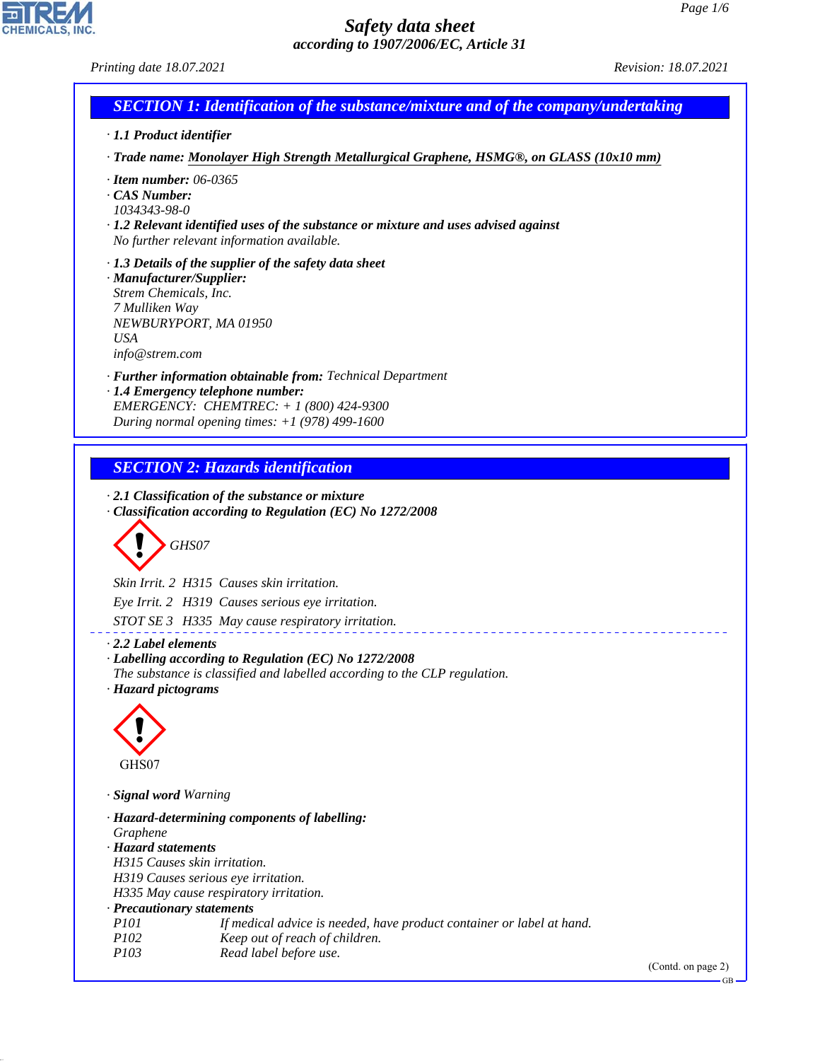# Safety data sheet

*according to 1907/2006/EC, Article 31*

*Printing date 18.07.2021* *Revision: 18.07.2021*

## SECTION 1: Identification of the substance/mixture and of the company/undertaking

· **1.1 Product identifier**

· **Trade name:** Monolayer High Strength Metallurgical Graphene, HSMG®, on GLASS (10x10 mm)

· **Item number:** 06-0365
· **CAS Number:**
1034343-98-0
· **1.2 Relevant identified uses of the substance or mixture and uses advised against**
No further relevant information available.

· **1.3 Details of the supplier of the safety data sheet**
· **Manufacturer/Supplier:**
Strem Chemicals, Inc.
7 Mulliken Way
NEWBURYPORT, MA 01950
USA
info@strem.com

· **Further information obtainable from:** Technical Department
· **1.4 Emergency telephone number:**
EMERGENCY: CHEMTREC: + 1 (800) 424-9300
During normal opening times: +1 (978) 499-1600

## SECTION 2: Hazards identification

· **2.1 Classification of the substance or mixture**
· **Classification according to Regulation (EC) No 1272/2008**

GHS07

Skin Irrit. 2 H315 Causes skin irritation.

Eye Irrit. 2 H319 Causes serious eye irritation.

STOT SE 3 H335 May cause respiratory irritation.

· **2.2 Label elements**
· **Labelling according to Regulation (EC) No 1272/2008**
The substance is classified and labelled according to the CLP regulation.
· **Hazard pictograms**

GHS07

· **Signal word** Warning

· **Hazard-determining components of labelling:**
Graphene
· **Hazard statements**
H315 Causes skin irritation.
H319 Causes serious eye irritation.
H335 May cause respiratory irritation.
· **Precautionary statements**

| | |
|---|---|
| P101 | If medical advice is needed, have product container or label at hand. |
| P102 | Keep out of reach of children. |
| P103 | Read label before use. |

(Contd. on page 2)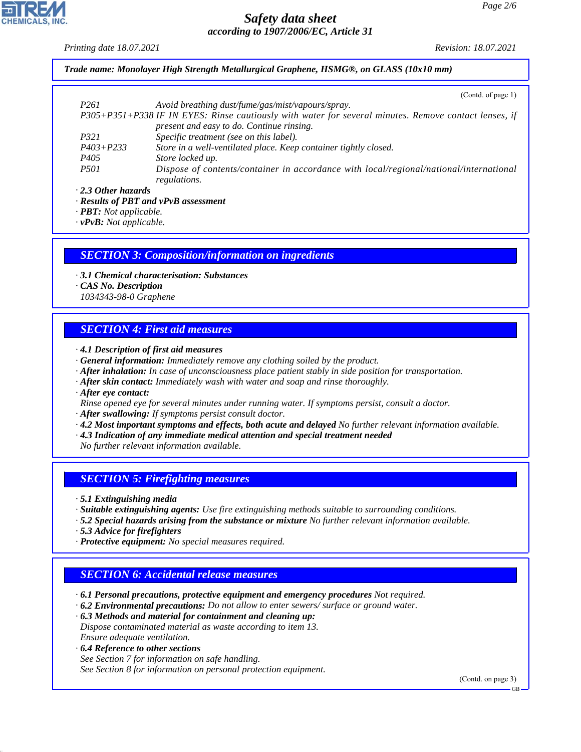**Trade name: Monolayer High Strength Metallurgical Graphene, HSMG®, on GLASS (10x10 mm)**

(Contd. of page 1)

| | |
|---|---|
| P261 | Avoid breathing dust/fume/gas/mist/vapours/spray. |
| P305+P351+P338 | IF IN EYES: Rinse cautiously with water for several minutes. Remove contact lenses, if present and easy to do. Continue rinsing. |
| P321 | Specific treatment (see on this label). |
| P403+P233 | Store in a well-ventilated place. Keep container tightly closed. |
| P405 | Store locked up. |
| P501 | Dispose of contents/container in accordance with local/regional/national/international regulations. |

· **2.3 Other hazards**
· **Results of PBT and vPvB assessment**
· **PBT:** Not applicable.
· **vPvB:** Not applicable.

## SECTION 3: Composition/information on ingredients

· **3.1 Chemical characterisation: Substances**
· **CAS No. Description**
1034343-98-0 Graphene

## SECTION 4: First aid measures

· **4.1 Description of first aid measures**
· **General information:** Immediately remove any clothing soiled by the product.
· **After inhalation:** In case of unconsciousness place patient stably in side position for transportation.
· **After skin contact:** Immediately wash with water and soap and rinse thoroughly.
· **After eye contact:**
Rinse opened eye for several minutes under running water. If symptoms persist, consult a doctor.
· **After swallowing:** If symptoms persist consult doctor.
· **4.2 Most important symptoms and effects, both acute and delayed** No further relevant information available.
· **4.3 Indication of any immediate medical attention and special treatment needed**
No further relevant information available.

## SECTION 5: Firefighting measures

· **5.1 Extinguishing media**
· **Suitable extinguishing agents:** Use fire extinguishing methods suitable to surrounding conditions.
· **5.2 Special hazards arising from the substance or mixture** No further relevant information available.
· **5.3 Advice for firefighters**
· **Protective equipment:** No special measures required.

## SECTION 6: Accidental release measures

· **6.1 Personal precautions, protective equipment and emergency procedures** Not required.
· **6.2 Environmental precautions:** Do not allow to enter sewers/ surface or ground water.
· **6.3 Methods and material for containment and cleaning up:**
Dispose contaminated material as waste according to item 13.
Ensure adequate ventilation.
· **6.4 Reference to other sections**
See Section 7 for information on safe handling.
See Section 8 for information on personal protection equipment.

(Contd. on page 3)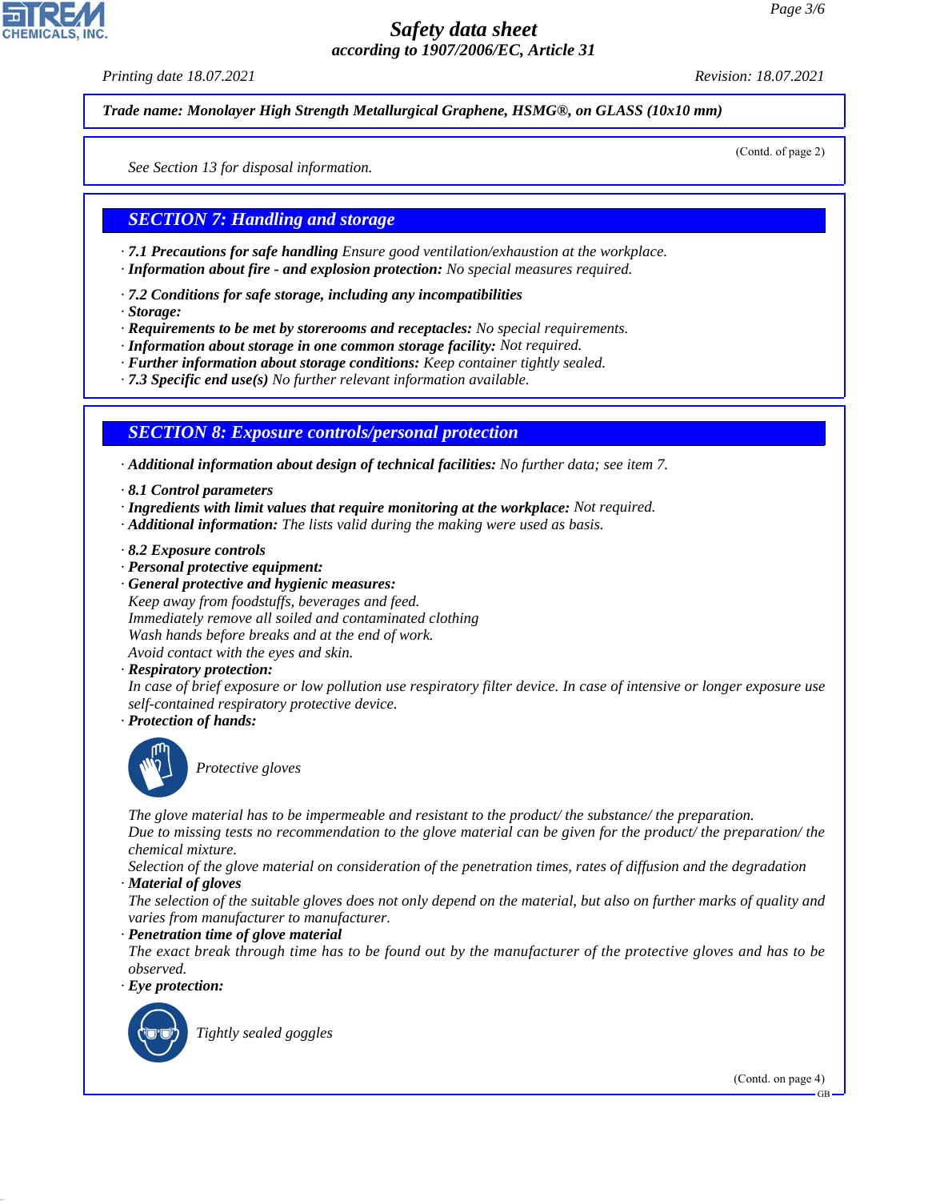Trade name: **Monolayer High Strength Metallurgical Graphene, HSMG®, on GLASS (10x10 mm)**

(Contd. of page 2)

See Section 13 for disposal information.

## SECTION 7: Handling and storage

· **7.1 Precautions for safe handling** Ensure good ventilation/exhaustion at the workplace.
· **Information about fire - and explosion protection:** No special measures required.

· **7.2 Conditions for safe storage, including any incompatibilities**
· **Storage:**
· **Requirements to be met by storerooms and receptacles:** No special requirements.
· **Information about storage in one common storage facility:** Not required.
· **Further information about storage conditions:** Keep container tightly sealed.
· **7.3 Specific end use(s)** No further relevant information available.

## SECTION 8: Exposure controls/personal protection

· **Additional information about design of technical facilities:** No further data; see item 7.

· **8.1 Control parameters**
· **Ingredients with limit values that require monitoring at the workplace:** Not required.
· **Additional information:** The lists valid during the making were used as basis.

· **8.2 Exposure controls**
· **Personal protective equipment:**
· **General protective and hygienic measures:**
Keep away from foodstuffs, beverages and feed.
Immediately remove all soiled and contaminated clothing
Wash hands before breaks and at the end of work.
Avoid contact with the eyes and skin.
· **Respiratory protection:**
In case of brief exposure or low pollution use respiratory filter device. In case of intensive or longer exposure use self-contained respiratory protective device.
· **Protection of hands:**

Protective gloves

The glove material has to be impermeable and resistant to the product/ the substance/ the preparation.
Due to missing tests no recommendation to the glove material can be given for the product/ the preparation/ the chemical mixture.
Selection of the glove material on consideration of the penetration times, rates of diffusion and the degradation
· **Material of gloves**
The selection of the suitable gloves does not only depend on the material, but also on further marks of quality and varies from manufacturer to manufacturer.
· **Penetration time of glove material**
The exact break through time has to be found out by the manufacturer of the protective gloves and has to be observed.
· **Eye protection:**

Tightly sealed goggles

(Contd. on page 4)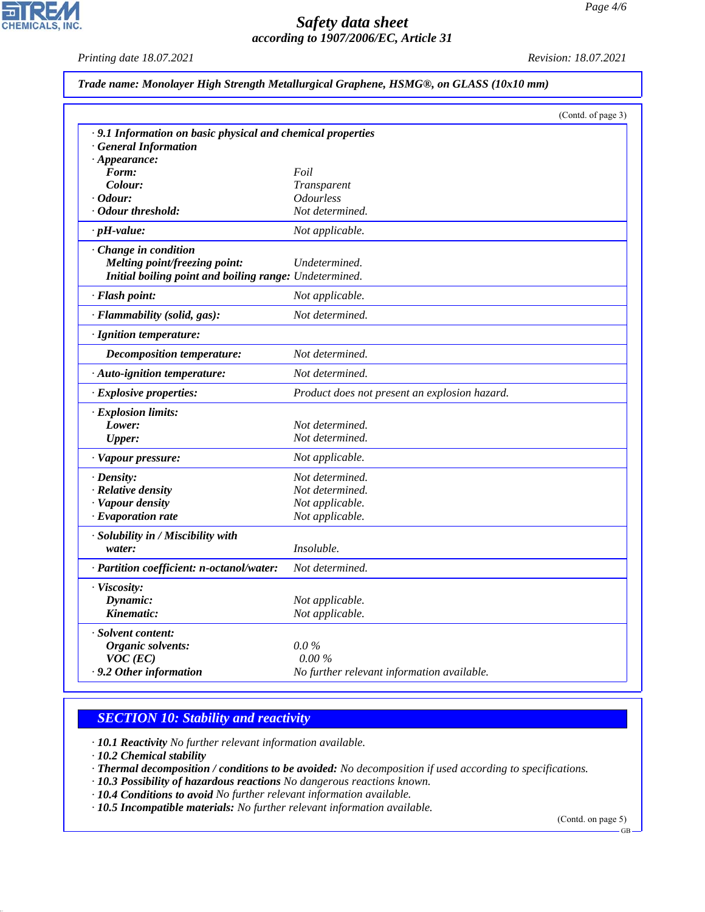**Trade name: Monolayer High Strength Metallurgical Graphene, HSMG®, on GLASS (10x10 mm)**

(Contd. of page 3)

| | |
|---|---|
| **· 9.1 Information on basic physical and chemical properties** | |
| **· General Information** | |
| **· Appearance:** | |
| **Form:** | *Foil* |
| **Colour:** | *Transparent* |
| **· Odour:** | *Odourless* |
| **· Odour threshold:** | *Not determined.* |
| **· pH-value:** | *Not applicable.* |
| **· Change in condition** | |
| **Melting point/freezing point:** | *Undetermined.* |
| **Initial boiling point and boiling range:** | *Undetermined.* |
| **· Flash point:** | *Not applicable.* |
| **· Flammability (solid, gas):** | *Not determined.* |
| **· Ignition temperature:** | |
| **Decomposition temperature:** | *Not determined.* |
| **· Auto-ignition temperature:** | *Not determined.* |
| **· Explosive properties:** | *Product does not present an explosion hazard.* |
| **· Explosion limits:** | |
| **Lower:** | *Not determined.* |
| **Upper:** | *Not determined.* |
| **· Vapour pressure:** | *Not applicable.* |
| **· Density:** | *Not determined.* |
| **· Relative density** | *Not determined.* |
| **· Vapour density** | *Not applicable.* |
| **· Evaporation rate** | *Not applicable.* |
| **· Solubility in / Miscibility with water:** | *Insoluble.* |
| **· Partition coefficient: n-octanol/water:** | *Not determined.* |
| **· Viscosity:** | |
| **Dynamic:** | *Not applicable.* |
| **Kinematic:** | *Not applicable.* |
| **· Solvent content:** | |
| **Organic solvents:** | *0.0 %* |
| **VOC (EC)** | *0.00 %* |
| **· 9.2 Other information** | *No further relevant information available.* |

## SECTION 10: Stability and reactivity

· **10.1 Reactivity** *No further relevant information available.*
· **10.2 Chemical stability**
· **Thermal decomposition / conditions to be avoided:** *No decomposition if used according to specifications.*
· **10.3 Possibility of hazardous reactions** *No dangerous reactions known.*
· **10.4 Conditions to avoid** *No further relevant information available.*
· **10.5 Incompatible materials:** *No further relevant information available.*

(Contd. on page 5)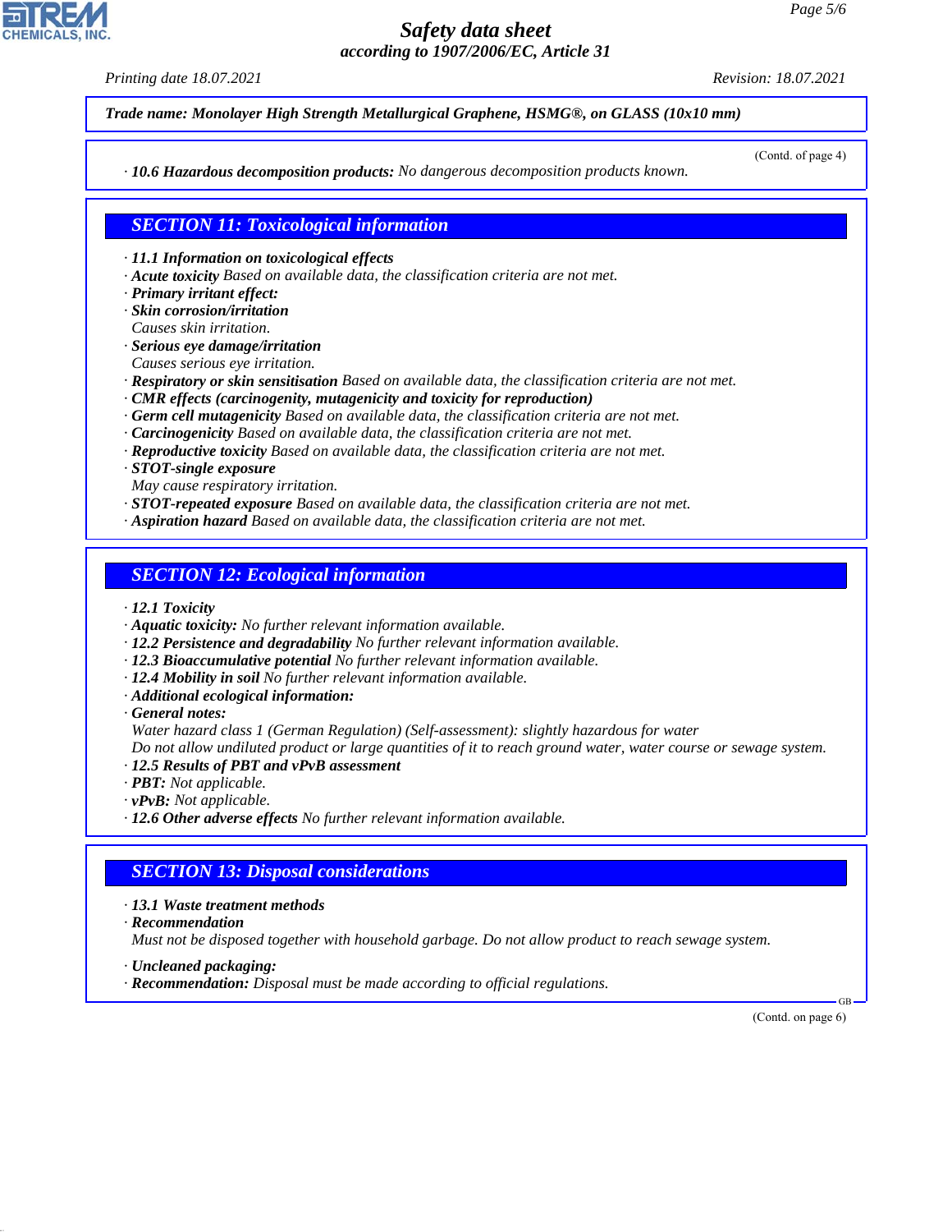**Trade name: Monolayer High Strength Metallurgical Graphene, HSMG®, on GLASS (10x10 mm)**

(Contd. of page 4)

· **10.6 Hazardous decomposition products:** No dangerous decomposition products known.

## SECTION 11: Toxicological information

· **11.1 Information on toxicological effects**
· **Acute toxicity** Based on available data, the classification criteria are not met.
· **Primary irritant effect:**
· **Skin corrosion/irritation**
Causes skin irritation.
· **Serious eye damage/irritation**
Causes serious eye irritation.
· **Respiratory or skin sensitisation** Based on available data, the classification criteria are not met.
· **CMR effects (carcinogenity, mutagenicity and toxicity for reproduction)**
· **Germ cell mutagenicity** Based on available data, the classification criteria are not met.
· **Carcinogenicity** Based on available data, the classification criteria are not met.
· **Reproductive toxicity** Based on available data, the classification criteria are not met.
· **STOT-single exposure**
May cause respiratory irritation.
· **STOT-repeated exposure** Based on available data, the classification criteria are not met.
· **Aspiration hazard** Based on available data, the classification criteria are not met.

## SECTION 12: Ecological information

· **12.1 Toxicity**
· **Aquatic toxicity:** No further relevant information available.
· **12.2 Persistence and degradability** No further relevant information available.
· **12.3 Bioaccumulative potential** No further relevant information available.
· **12.4 Mobility in soil** No further relevant information available.
· **Additional ecological information:**
· **General notes:**
Water hazard class 1 (German Regulation) (Self-assessment): slightly hazardous for water
Do not allow undiluted product or large quantities of it to reach ground water, water course or sewage system.
· **12.5 Results of PBT and vPvB assessment**
· **PBT:** Not applicable.
· **vPvB:** Not applicable.
· **12.6 Other adverse effects** No further relevant information available.

## SECTION 13: Disposal considerations

· **13.1 Waste treatment methods**
· **Recommendation**
Must not be disposed together with household garbage. Do not allow product to reach sewage system.

· **Uncleaned packaging:**
· **Recommendation:** Disposal must be made according to official regulations.

(Contd. on page 6)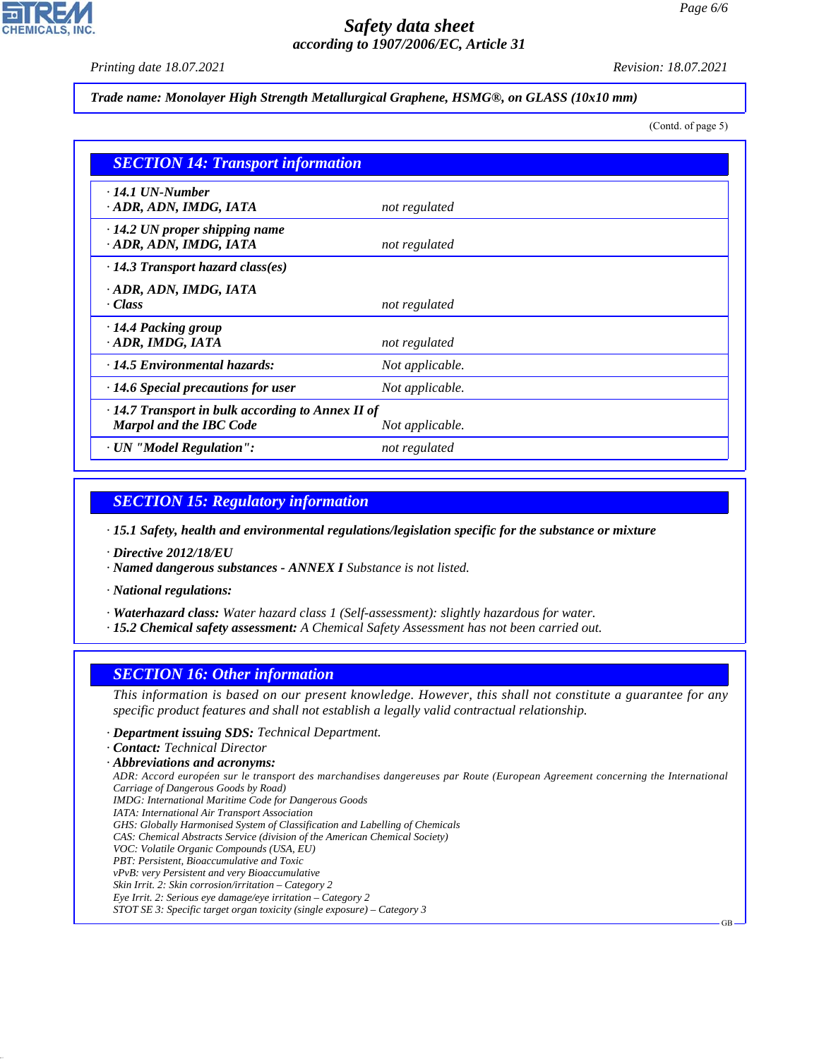**Trade name: Monolayer High Strength Metallurgical Graphene, HSMG®, on GLASS (10x10 mm)**

(Contd. of page 5)

## SECTION 14: Transport information

| | |
|---|---|
| · **14.1 UN-Number**<br>· **ADR, ADN, IMDG, IATA** | not regulated |
| · **14.2 UN proper shipping name**<br>· **ADR, ADN, IMDG, IATA** | not regulated |
| · **14.3 Transport hazard class(es)**<br>· **ADR, ADN, IMDG, IATA**<br>· **Class** | not regulated |
| · **14.4 Packing group**<br>· **ADR, IMDG, IATA** | not regulated |
| · **14.5 Environmental hazards:** | Not applicable. |
| · **14.6 Special precautions for user** | Not applicable. |
| · **14.7 Transport in bulk according to Annex II of Marpol and the IBC Code** | Not applicable. |
| · **UN "Model Regulation":** | not regulated |

## SECTION 15: Regulatory information

· **15.1 Safety, health and environmental regulations/legislation specific for the substance or mixture**

· **Directive 2012/18/EU**
· **Named dangerous substances - ANNEX I** Substance is not listed.

· **National regulations:**

· **Waterhazard class:** Water hazard class 1 (Self-assessment): slightly hazardous for water.
· **15.2 Chemical safety assessment:** A Chemical Safety Assessment has not been carried out.

## SECTION 16: Other information

This information is based on our present knowledge. However, this shall not constitute a guarantee for any specific product features and shall not establish a legally valid contractual relationship.

· **Department issuing SDS:** Technical Department.
· **Contact:** Technical Director
· **Abbreviations and acronyms:**
ADR: Accord européen sur le transport des marchandises dangereuses par Route (European Agreement concerning the International Carriage of Dangerous Goods by Road)
IMDG: International Maritime Code for Dangerous Goods
IATA: International Air Transport Association
GHS: Globally Harmonised System of Classification and Labelling of Chemicals
CAS: Chemical Abstracts Service (division of the American Chemical Society)
VOC: Volatile Organic Compounds (USA, EU)
PBT: Persistent, Bioaccumulative and Toxic
vPvB: very Persistent and very Bioaccumulative
Skin Irrit. 2: Skin corrosion/irritation – Category 2
Eye Irrit. 2: Serious eye damage/eye irritation – Category 2
STOT SE 3: Specific target organ toxicity (single exposure) – Category 3